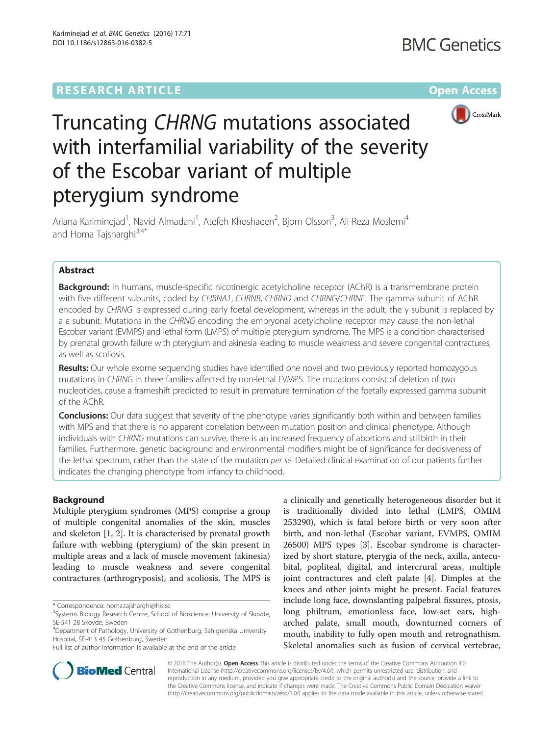RESEARCH ARTICLE

Open Access

# Truncating *CHRNG* mutations associated with interfamilial variability of the severity of the Escobar variant of multiple pterygium syndrome

Ariana Kariminejad[1], Navid Almadani[1], Atefeh Khoshaeen[2], Bjorn Olsson[3], Ali-Reza Moslemi[4] and Homa Tajsharghi[3,4*]

## Abstract

**Background:** In humans, muscle-specific nicotinergic acetylcholine receptor (AChR) is a transmembrane protein with five different subunits, coded by *CHRNA1*, *CHRNB*, *CHRND* and *CHRNG/CHRNE*. The gamma subunit of AChR encoded by *CHRNG* is expressed during early foetal development, whereas in the adult, the γ subunit is replaced by a ε subunit. Mutations in the *CHRNG* encoding the embryonal acetylcholine receptor may cause the non-lethal Escobar variant (EVMPS) and lethal form (LMPS) of multiple pterygium syndrome. The MPS is a condition characterised by prenatal growth failure with pterygium and akinesia leading to muscle weakness and severe congenital contractures, as well as scoliosis.

**Results:** Our whole exome sequencing studies have identified one novel and two previously reported homozygous mutations in *CHRNG* in three families affected by non-lethal EVMPS. The mutations consist of deletion of two nucleotides, cause a frameshift predicted to result in premature termination of the foetally expressed gamma subunit of the AChR.

**Conclusions:** Our data suggest that severity of the phenotype varies significantly both within and between families with MPS and that there is no apparent correlation between mutation position and clinical phenotype. Although individuals with *CHRNG* mutations can survive, there is an increased frequency of abortions and stillbirth in their families. Furthermore, genetic background and environmental modifiers might be of significance for decisiveness of the lethal spectrum, rather than the state of the mutation *per se*. Detailed clinical examination of our patients further indicates the changing phenotype from infancy to childhood.

## Background

Multiple pterygium syndromes (MPS) comprise a group of multiple congenital anomalies of the skin, muscles and skeleton [1, 2]. It is characterised by prenatal growth failure with webbing (pterygium) of the skin present in multiple areas and a lack of muscle movement (akinesia) leading to muscle weakness and severe congenital contractures (arthrogryposis), and scoliosis. The MPS is a clinically and genetically heterogeneous disorder but it is traditionally divided into lethal (LMPS, OMIM 253290), which is fatal before birth or very soon after birth, and non-lethal (Escobar variant, EVMPS, OMIM 26500) MPS types [3]. Escobar syndrome is characterized by short stature, pterygia of the neck, axilla, antecubital, popliteal, digital, and intercrural areas, multiple joint contractures and cleft palate [4]. Dimples at the knees and other joints might be present. Facial features include long face, downslanting palpebral fissures, ptosis, long philtrum, emotionless face, low-set ears, high-arched palate, small mouth, downturned corners of mouth, inability to fully open mouth and retrognathism. Skeletal anomalies such as fusion of cervical vertebrae,

\* Correspondence: homa.tajsharghi@his.se

[3]Systems Biology Research Centre, School of Bioscience, University of Skovde, SE-541 28 Skovde, Sweden

[4]Department of Pathology, University of Gothenburg, Sahlgrenska University Hospital, SE-413 45 Gothenburg, Sweden

Full list of author information is available at the end of the article

© 2016 The Author(s). **Open Access** This article is distributed under the terms of the Creative Commons Attribution 4.0 International License (http://creativecommons.org/licenses/by/4.0/), which permits unrestricted use, distribution, and reproduction in any medium, provided you give appropriate credit to the original author(s) and the source, provide a link to the Creative Commons license, and indicate if changes were made. The Creative Commons Public Domain Dedication waiver (http://creativecommons.org/publicdomain/zero/1.0/) applies to the data made available in this article, unless otherwise stated.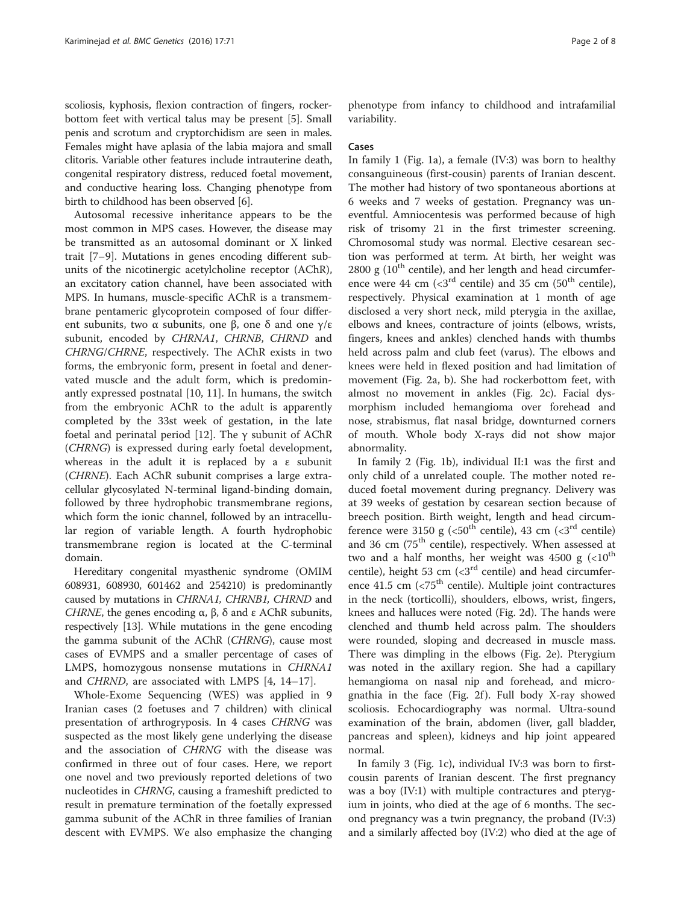scoliosis, kyphosis, flexion contraction of fingers, rocker-bottom feet with vertical talus may be present [5]. Small penis and scrotum and cryptorchidism are seen in males. Females might have aplasia of the labia majora and small clitoris. Variable other features include intrauterine death, congenital respiratory distress, reduced foetal movement, and conductive hearing loss. Changing phenotype from birth to childhood has been observed [6].

Autosomal recessive inheritance appears to be the most common in MPS cases. However, the disease may be transmitted as an autosomal dominant or X linked trait [7–9]. Mutations in genes encoding different subunits of the nicotinergic acetylcholine receptor (AChR), an excitatory cation channel, have been associated with MPS. In humans, muscle-specific AChR is a transmembrane pentameric glycoprotein composed of four different subunits, two α subunits, one β, one δ and one γ/ε subunit, encoded by *CHRNA1*, *CHRNB*, *CHRND* and *CHRNG*/*CHRNE*, respectively. The AChR exists in two forms, the embryonic form, present in foetal and denervated muscle and the adult form, which is predominantly expressed postnatal [10, 11]. In humans, the switch from the embryonic AChR to the adult is apparently completed by the 33st week of gestation, in the late foetal and perinatal period [12]. The γ subunit of AChR (*CHRNG*) is expressed during early foetal development, whereas in the adult it is replaced by a ε subunit (*CHRNE*). Each AChR subunit comprises a large extracellular glycosylated N-terminal ligand-binding domain, followed by three hydrophobic transmembrane regions, which form the ionic channel, followed by an intracellular region of variable length. A fourth hydrophobic transmembrane region is located at the C-terminal domain.

Hereditary congenital myasthenic syndrome (OMIM 608931, 608930, 601462 and 254210) is predominantly caused by mutations in *CHRNA1, CHRNB1, CHRND* and *CHRNE*, the genes encoding α, β, δ and ε AChR subunits, respectively [13]. While mutations in the gene encoding the gamma subunit of the AChR (*CHRNG*), cause most cases of EVMPS and a smaller percentage of cases of LMPS, homozygous nonsense mutations in *CHRNA1* and *CHRND*, are associated with LMPS [4, 14–17].

Whole-Exome Sequencing (WES) was applied in 9 Iranian cases (2 foetuses and 7 children) with clinical presentation of arthrogryposis. In 4 cases *CHRNG* was suspected as the most likely gene underlying the disease and the association of *CHRNG* with the disease was confirmed in three out of four cases. Here, we report one novel and two previously reported deletions of two nucleotides in *CHRNG*, causing a frameshift predicted to result in premature termination of the foetally expressed gamma subunit of the AChR in three families of Iranian descent with EVMPS. We also emphasize the changing phenotype from infancy to childhood and intrafamilial variability.

## Cases

In family 1 (Fig. 1a), a female (IV:3) was born to healthy consanguineous (first-cousin) parents of Iranian descent. The mother had history of two spontaneous abortions at 6 weeks and 7 weeks of gestation. Pregnancy was uneventful. Amniocentesis was performed because of high risk of trisomy 21 in the first trimester screening. Chromosomal study was normal. Elective cesarean section was performed at term. At birth, her weight was 2800 g (10[th] centile), and her length and head circumference were 44 cm (<3[rd] centile) and 35 cm (50[th] centile), respectively. Physical examination at 1 month of age disclosed a very short neck, mild pterygia in the axillae, elbows and knees, contracture of joints (elbows, wrists, fingers, knees and ankles) clenched hands with thumbs held across palm and club feet (varus). The elbows and knees were held in flexed position and had limitation of movement (Fig. 2a, b). She had rockerbottom feet, with almost no movement in ankles (Fig. 2c). Facial dysmorphism included hemangioma over forehead and nose, strabismus, flat nasal bridge, downturned corners of mouth. Whole body X-rays did not show major abnormality.

In family 2 (Fig. 1b), individual II:1 was the first and only child of a unrelated couple. The mother noted reduced foetal movement during pregnancy. Delivery was at 39 weeks of gestation by cesarean section because of breech position. Birth weight, length and head circumference were 3150 g (<50[th] centile), 43 cm (<3[rd] centile) and 36 cm (75[th] centile), respectively. When assessed at two and a half months, her weight was 4500 g (<10[th] centile), height 53 cm (<3[rd] centile) and head circumference 41.5 cm (<75[th] centile). Multiple joint contractures in the neck (torticolli), shoulders, elbows, wrist, fingers, knees and halluces were noted (Fig. 2d). The hands were clenched and thumb held across palm. The shoulders were rounded, sloping and decreased in muscle mass. There was dimpling in the elbows (Fig. 2e). Pterygium was noted in the axillary region. She had a capillary hemangioma on nasal nip and forehead, and micrognathia in the face (Fig. 2f). Full body X-ray showed scoliosis. Echocardiography was normal. Ultra-sound examination of the brain, abdomen (liver, gall bladder, pancreas and spleen), kidneys and hip joint appeared normal.

In family 3 (Fig. 1c), individual IV:3 was born to first-cousin parents of Iranian descent. The first pregnancy was a boy (IV:1) with multiple contractures and pterygium in joints, who died at the age of 6 months. The second pregnancy was a twin pregnancy, the proband (IV:3) and a similarly affected boy (IV:2) who died at the age of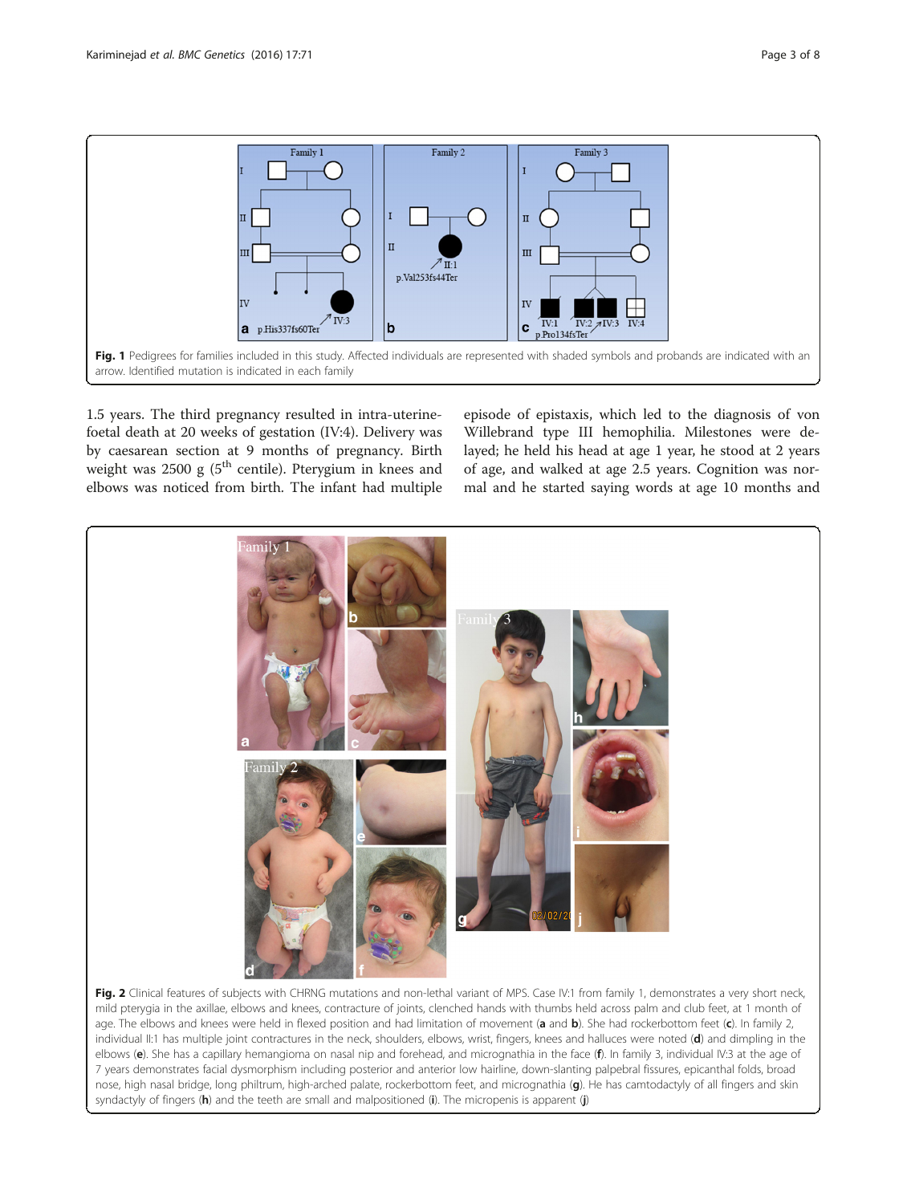Fig. 1 Pedigrees for families included in this study. Affected individuals are represented with shaded symbols and probands are indicated with an arrow. Identified mutation is indicated in each family

1.5 years. The third pregnancy resulted in intra-uterine-foetal death at 20 weeks of gestation (IV:4). Delivery was by caesarean section at 9 months of pregnancy. Birth weight was 2500 g (5$^{th}$ centile). Pterygium in knees and elbows was noticed from birth. The infant had multiple episode of epistaxis, which led to the diagnosis of von Willebrand type III hemophilia. Milestones were delayed; he held his head at age 1 year, he stood at 2 years of age, and walked at age 2.5 years. Cognition was normal and he started saying words at age 10 months and

Fig. 2 Clinical features of subjects with CHRNG mutations and non-lethal variant of MPS. Case IV:1 from family 1, demonstrates a very short neck, mild pterygia in the axillae, elbows and knees, contracture of joints, clenched hands with thumbs held across palm and club feet, at 1 month of age. The elbows and knees were held in flexed position and had limitation of movement (**a** and **b**). She had rockerbottom feet (**c**). In family 2, individual II:1 has multiple joint contractures in the neck, shoulders, elbows, wrist, fingers, knees and halluces were noted (**d**) and dimpling in the elbows (**e**). She has a capillary hemangioma on nasal nip and forehead, and micrognathia in the face (**f**). In family 3, individual IV:3 at the age of 7 years demonstrates facial dysmorphism including posterior and anterior low hairline, down-slanting palpebral fissures, epicanthal folds, broad nose, high nasal bridge, long philtrum, high-arched palate, rockerbottom feet, and micrognathia (**g**). He has camtodactyly of all fingers and skin syndactyly of fingers (**h**) and the teeth are small and malpositioned (**i**). The micropenis is apparent (**j**)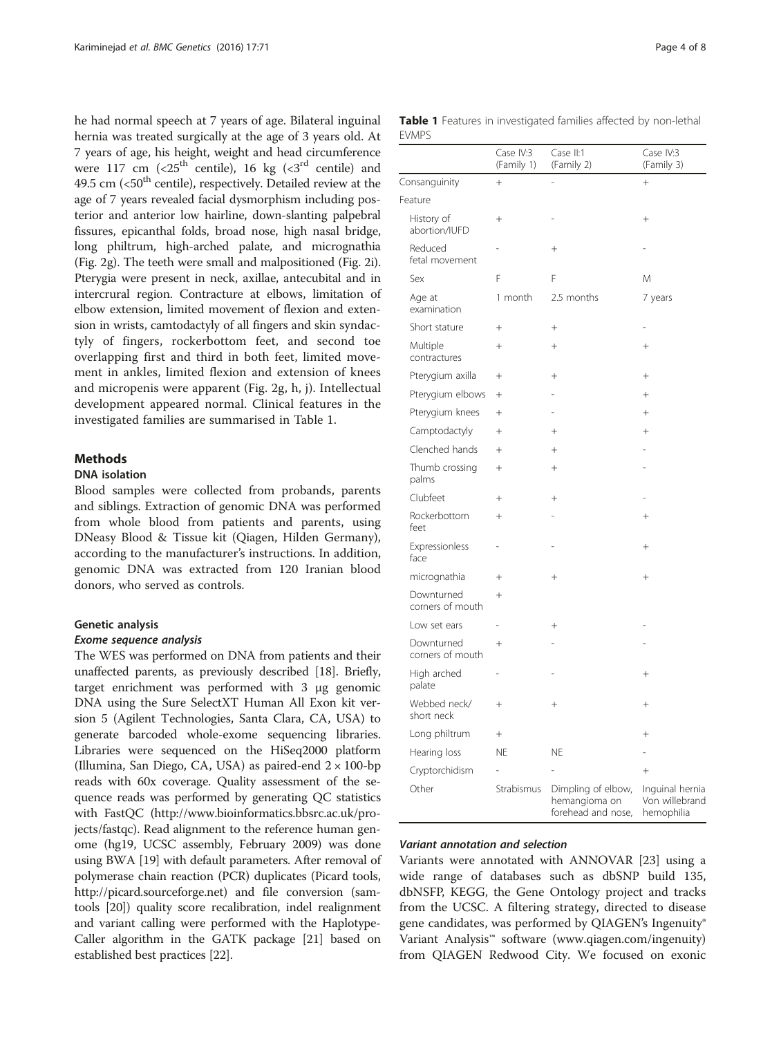he had normal speech at 7 years of age. Bilateral inguinal hernia was treated surgically at the age of 3 years old. At 7 years of age, his height, weight and head circumference were 117 cm (<25[th] centile), 16 kg (<3[rd] centile) and 49.5 cm (<50[th] centile), respectively. Detailed review at the age of 7 years revealed facial dysmorphism including posterior and anterior low hairline, down-slanting palpebral fissures, epicanthal folds, broad nose, high nasal bridge, long philtrum, high-arched palate, and micrognathia (Fig. 2g). The teeth were small and malpositioned (Fig. 2i). Pterygia were present in neck, axillae, antecubital and in intercrural region. Contracture at elbows, limitation of elbow extension, limited movement of flexion and extension in wrists, camtodactyly of all fingers and skin syndactyly of fingers, rockerbottom feet, and second toe overlapping first and third in both feet, limited movement in ankles, limited flexion and extension of knees and micropenis were apparent (Fig. 2g, h, j). Intellectual development appeared normal. Clinical features in the investigated families are summarised in Table 1.

**Table 1** Features in investigated families affected by non-lethal EVMPS

| | Case IV:3 (Family 1) | Case II:1 (Family 2) | Case IV:3 (Family 3) |
|---|---|---|---|
| Consanguinity | + | - | + |
| Feature | | | |
| History of abortion/IUFD | + | - | + |
| Reduced fetal movement | - | + | - |
| Sex | F | F | M |
| Age at examination | 1 month | 2.5 months | 7 years |
| Short stature | + | + | - |
| Multiple contractures | + | + | + |
| Pterygium axilla | + | + | + |
| Pterygium elbows | + | - | + |
| Pterygium knees | + | - | + |
| Camptodactyly | + | + | + |
| Clenched hands | + | + | - |
| Thumb crossing palms | + | + | - |
| Clubfeet | + | + | - |
| Rockerbottom feet | + | - | + |
| Expressionless face | - | - | + |
| micrognathia | + | + | + |
| Downturned corners of mouth | + | | |
| Low set ears | - | + | - |
| Downturned corners of mouth | + | - | - |
| High arched palate | - | - | + |
| Webbed neck/ short neck | + | + | + |
| Long philtrum | + | | + |
| Hearing loss | NE | NE | - |
| Cryptorchidism | - | - | + |
| Other | Strabismus | Dimpling of elbow, hemangioma on forehead and nose, | Inguinal hernia Von willebrand hemophilia |

## Methods

### DNA isolation

Blood samples were collected from probands, parents and siblings. Extraction of genomic DNA was performed from whole blood from patients and parents, using DNeasy Blood & Tissue kit (Qiagen, Hilden Germany), according to the manufacturer's instructions. In addition, genomic DNA was extracted from 120 Iranian blood donors, who served as controls.

### Genetic analysis

#### *Exome sequence analysis*

The WES was performed on DNA from patients and their unaffected parents, as previously described [18]. Briefly, target enrichment was performed with 3 μg genomic DNA using the Sure SelectXT Human All Exon kit version 5 (Agilent Technologies, Santa Clara, CA, USA) to generate barcoded whole-exome sequencing libraries. Libraries were sequenced on the HiSeq2000 platform (Illumina, San Diego, CA, USA) as paired-end 2 × 100-bp reads with 60x coverage. Quality assessment of the sequence reads was performed by generating QC statistics with FastQC (http://www.bioinformatics.bbsrc.ac.uk/projects/fastqc). Read alignment to the reference human genome (hg19, UCSC assembly, February 2009) was done using BWA [19] with default parameters. After removal of polymerase chain reaction (PCR) duplicates (Picard tools, http://picard.sourceforge.net) and file conversion (samtools [20]) quality score recalibration, indel realignment and variant calling were performed with the HaplotypeCaller algorithm in the GATK package [21] based on established best practices [22].

#### *Variant annotation and selection*

Variants were annotated with ANNOVAR [23] using a wide range of databases such as dbSNP build 135, dbNSFP, KEGG, the Gene Ontology project and tracks from the UCSC. A filtering strategy, directed to disease gene candidates, was performed by QIAGEN's Ingenuity® Variant Analysis™ software (www.qiagen.com/ingenuity) from QIAGEN Redwood City. We focused on exonic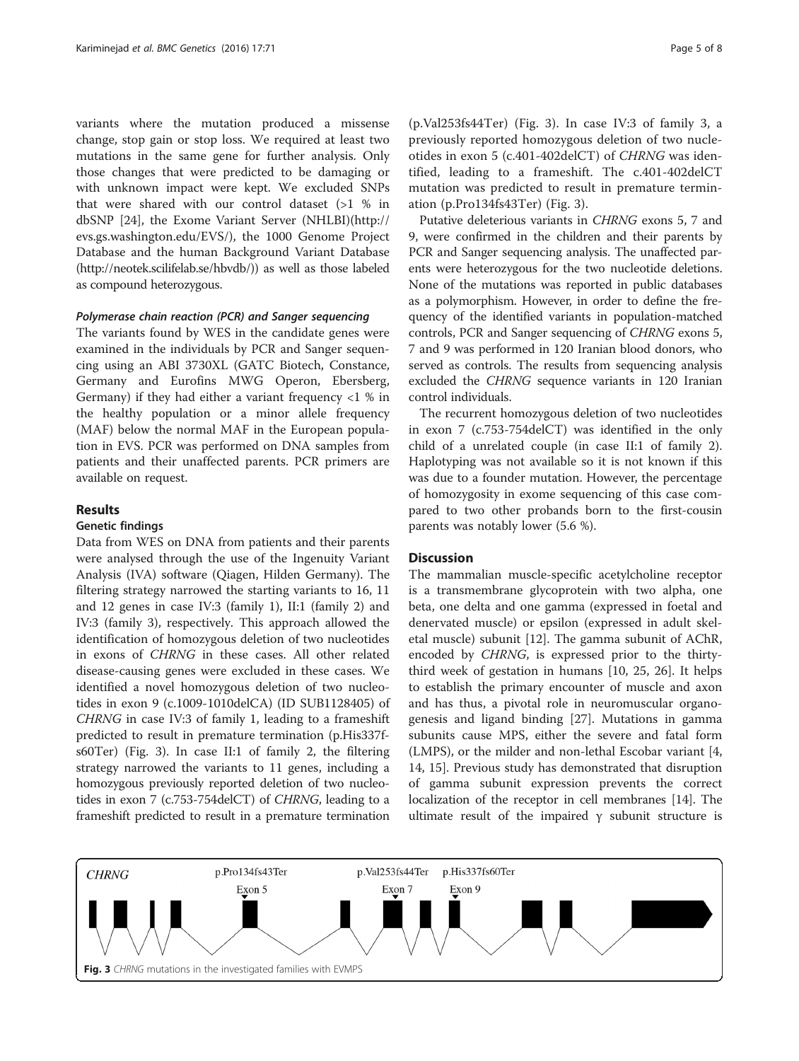variants where the mutation produced a missense change, stop gain or stop loss. We required at least two mutations in the same gene for further analysis. Only those changes that were predicted to be damaging or with unknown impact were kept. We excluded SNPs that were shared with our control dataset (>1 % in dbSNP [24], the Exome Variant Server (NHLBI)(http://evs.gs.washington.edu/EVS/), the 1000 Genome Project Database and the human Background Variant Database (http://neotek.scilifelab.se/hbvdb/)) as well as those labeled as compound heterozygous.

#### *Polymerase chain reaction (PCR) and Sanger sequencing*

The variants found by WES in the candidate genes were examined in the individuals by PCR and Sanger sequencing using an ABI 3730XL (GATC Biotech, Constance, Germany and Eurofins MWG Operon, Ebersberg, Germany) if they had either a variant frequency <1 % in the healthy population or a minor allele frequency (MAF) below the normal MAF in the European population in EVS. PCR was performed on DNA samples from patients and their unaffected parents. PCR primers are available on request.

## Results

### Genetic findings

Data from WES on DNA from patients and their parents were analysed through the use of the Ingenuity Variant Analysis (IVA) software (Qiagen, Hilden Germany). The filtering strategy narrowed the starting variants to 16, 11 and 12 genes in case IV:3 (family 1), II:1 (family 2) and IV:3 (family 3), respectively. This approach allowed the identification of homozygous deletion of two nucleotides in exons of *CHRNG* in these cases. All other related disease-causing genes were excluded in these cases. We identified a novel homozygous deletion of two nucleotides in exon 9 (c.1009-1010delCA) (ID SUB1128405) of *CHRNG* in case IV:3 of family 1, leading to a frameshift predicted to result in premature termination (p.His337fs60Ter) (Fig. 3). In case II:1 of family 2, the filtering strategy narrowed the variants to 11 genes, including a homozygous previously reported deletion of two nucleotides in exon 7 (c.753-754delCT) of *CHRNG*, leading to a frameshift predicted to result in a premature termination (p.Val253fs44Ter) (Fig. 3). In case IV:3 of family 3, a previously reported homozygous deletion of two nucleotides in exon 5 (c.401-402delCT) of *CHRNG* was identified, leading to a frameshift. The c.401-402delCT mutation was predicted to result in premature termination (p.Pro134fs43Ter) (Fig. 3).

Putative deleterious variants in *CHRNG* exons 5, 7 and 9, were confirmed in the children and their parents by PCR and Sanger sequencing analysis. The unaffected parents were heterozygous for the two nucleotide deletions. None of the mutations was reported in public databases as a polymorphism. However, in order to define the frequency of the identified variants in population-matched controls, PCR and Sanger sequencing of *CHRNG* exons 5, 7 and 9 was performed in 120 Iranian blood donors, who served as controls. The results from sequencing analysis excluded the *CHRNG* sequence variants in 120 Iranian control individuals.

The recurrent homozygous deletion of two nucleotides in exon 7 (c.753-754delCT) was identified in the only child of a unrelated couple (in case II:1 of family 2). Haplotyping was not available so it is not known if this was due to a founder mutation. However, the percentage of homozygosity in exome sequencing of this case compared to two other probands born to the first-cousin parents was notably lower (5.6 %).

## Discussion

The mammalian muscle-specific acetylcholine receptor is a transmembrane glycoprotein with two alpha, one beta, one delta and one gamma (expressed in foetal and denervated muscle) or epsilon (expressed in adult skeletal muscle) subunit [12]. The gamma subunit of AChR, encoded by *CHRNG*, is expressed prior to the thirty-third week of gestation in humans [10, 25, 26]. It helps to establish the primary encounter of muscle and axon and has thus, a pivotal role in neuromuscular organogenesis and ligand binding [27]. Mutations in gamma subunits cause MPS, either the severe and fatal form (LMPS), or the milder and non-lethal Escobar variant [4, 14, 15]. Previous study has demonstrated that disruption of gamma subunit expression prevents the correct localization of the receptor in cell membranes [14]. The ultimate result of the impaired γ subunit structure is

**Fig. 3** *CHRNG* mutations in the investigated families with EVMPS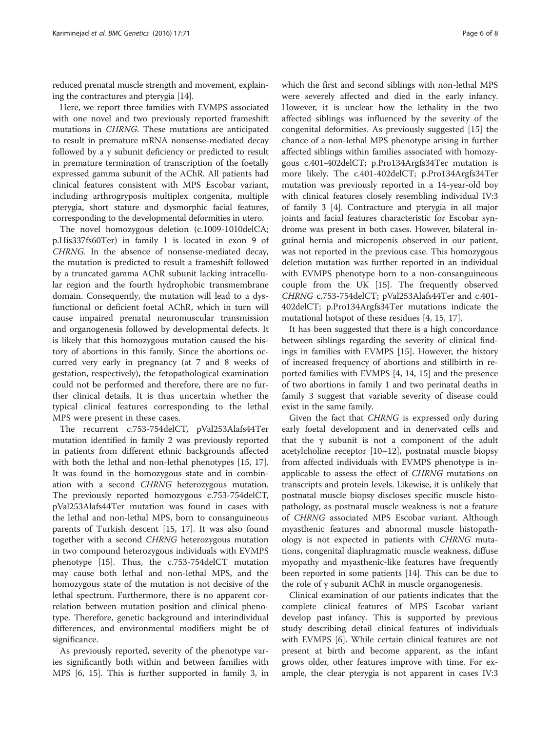reduced prenatal muscle strength and movement, explaining the contractures and pterygia [14].

Here, we report three families with EVMPS associated with one novel and two previously reported frameshift mutations in *CHRNG*. These mutations are anticipated to result in premature mRNA nonsense-mediated decay followed by a γ subunit deficiency or predicted to result in premature termination of transcription of the foetally expressed gamma subunit of the AChR. All patients had clinical features consistent with MPS Escobar variant, including arthrogryposis multiplex congenita, multiple pterygia, short stature and dysmorphic facial features, corresponding to the developmental deformities in utero.

The novel homozygous deletion (c.1009-1010delCA; p.His337fs60Ter) in family 1 is located in exon 9 of *CHRNG*. In the absence of nonsense-mediated decay, the mutation is predicted to result a frameshift followed by a truncated gamma AChR subunit lacking intracellular region and the fourth hydrophobic transmembrane domain. Consequently, the mutation will lead to a dysfunctional or deficient foetal AChR, which in turn will cause impaired prenatal neuromuscular transmission and organogenesis followed by developmental defects. It is likely that this homozygous mutation caused the history of abortions in this family. Since the abortions occurred very early in pregnancy (at 7 and 8 weeks of gestation, respectively), the fetopathological examination could not be performed and therefore, there are no further clinical details. It is thus uncertain whether the typical clinical features corresponding to the lethal MPS were present in these cases.

The recurrent c.753-754delCT, pVal253Alafs44Ter mutation identified in family 2 was previously reported in patients from different ethnic backgrounds affected with both the lethal and non-lethal phenotypes [15, 17]. It was found in the homozygous state and in combination with a second *CHRNG* heterozygous mutation. The previously reported homozygous c.753-754delCT, pVal253Alafs44Ter mutation was found in cases with the lethal and non-lethal MPS, born to consanguineous parents of Turkish descent [15, 17]. It was also found together with a second *CHRNG* heterozygous mutation in two compound heterozygous individuals with EVMPS phenotype [15]. Thus, the c.753-754delCT mutation may cause both lethal and non-lethal MPS, and the homozygous state of the mutation is not decisive of the lethal spectrum. Furthermore, there is no apparent correlation between mutation position and clinical phenotype. Therefore, genetic background and interindividual differences, and environmental modifiers might be of significance.

As previously reported, severity of the phenotype varies significantly both within and between families with MPS [6, 15]. This is further supported in family 3, in which the first and second siblings with non-lethal MPS were severely affected and died in the early infancy. However, it is unclear how the lethality in the two affected siblings was influenced by the severity of the congenital deformities. As previously suggested [15] the chance of a non-lethal MPS phenotype arising in further affected siblings within families associated with homozygous c.401-402delCT; p.Pro134Argfs34Ter mutation is more likely. The c.401-402delCT; p.Pro134Argfs34Ter mutation was previously reported in a 14-year-old boy with clinical features closely resembling individual IV:3 of family 3 [4]. Contracture and pterygia in all major joints and facial features characteristic for Escobar syndrome was present in both cases. However, bilateral inguinal hernia and micropenis observed in our patient, was not reported in the previous case. This homozygous deletion mutation was further reported in an individual with EVMPS phenotype born to a non-consanguineous couple from the UK [15]. The frequently observed *CHRNG* c.753-754delCT; pVal253Alafs44Ter and c.401-402delCT; p.Pro134Argfs34Ter mutations indicate the mutational hotspot of these residues [4, 15, 17].

It has been suggested that there is a high concordance between siblings regarding the severity of clinical findings in families with EVMPS [15]. However, the history of increased frequency of abortions and stillbirth in reported families with EVMPS [4, 14, 15] and the presence of two abortions in family 1 and two perinatal deaths in family 3 suggest that variable severity of disease could exist in the same family.

Given the fact that *CHRNG* is expressed only during early foetal development and in denervated cells and that the γ subunit is not a component of the adult acetylcholine receptor [10–12], postnatal muscle biopsy from affected individuals with EVMPS phenotype is inapplicable to assess the effect of *CHRNG* mutations on transcripts and protein levels. Likewise, it is unlikely that postnatal muscle biopsy discloses specific muscle histopathology, as postnatal muscle weakness is not a feature of *CHRNG* associated MPS Escobar variant. Although myasthenic features and abnormal muscle histopathology is not expected in patients with *CHRNG* mutations, congenital diaphragmatic muscle weakness, diffuse myopathy and myasthenic-like features have frequently been reported in some patients [14]. This can be due to the role of γ subunit AChR in muscle organogenesis.

Clinical examination of our patients indicates that the complete clinical features of MPS Escobar variant develop past infancy. This is supported by previous study describing detail clinical features of individuals with EVMPS [6]. While certain clinical features are not present at birth and become apparent, as the infant grows older, other features improve with time. For example, the clear pterygia is not apparent in cases IV:3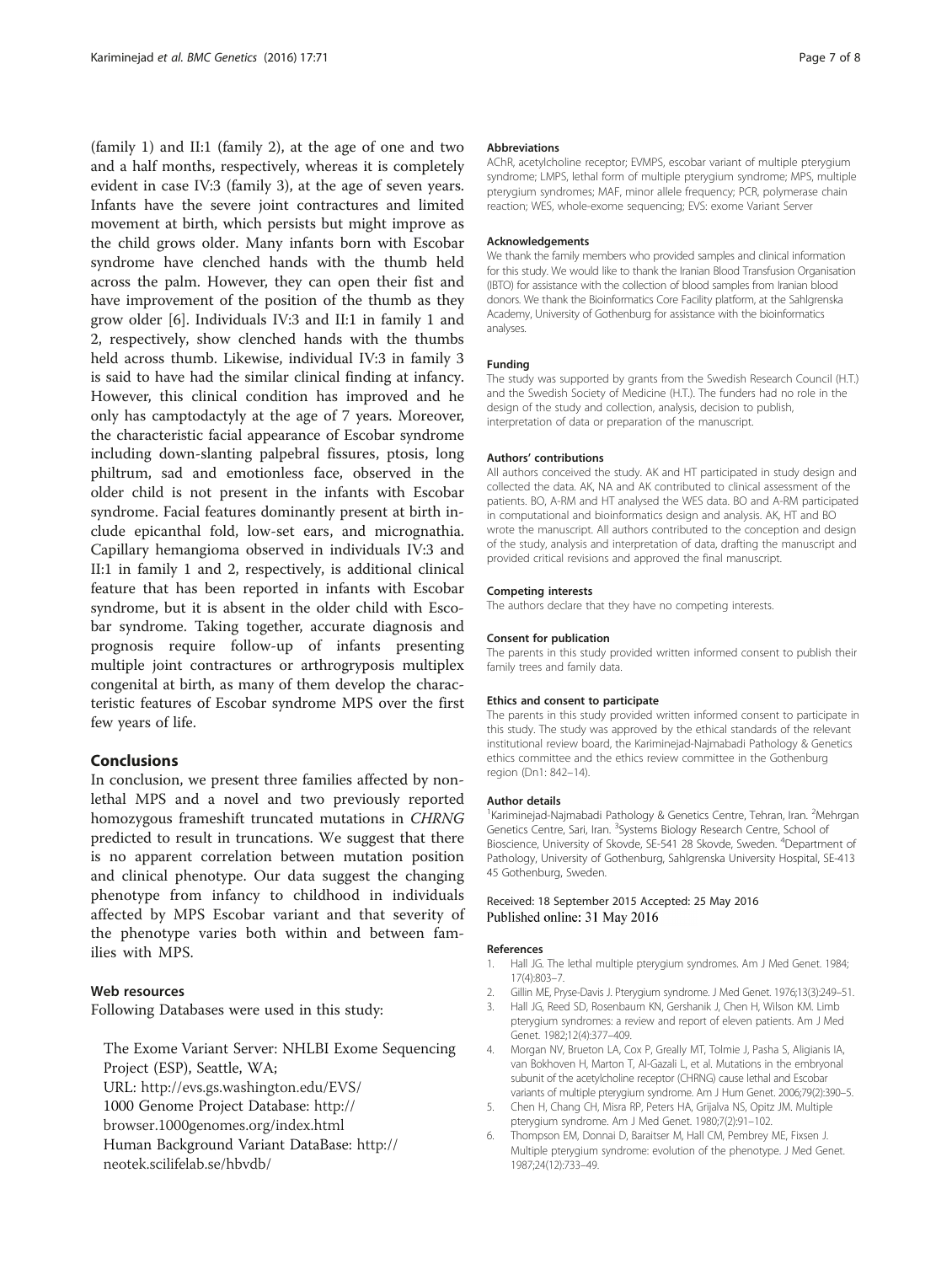(family 1) and II:1 (family 2), at the age of one and two and a half months, respectively, whereas it is completely evident in case IV:3 (family 3), at the age of seven years. Infants have the severe joint contractures and limited movement at birth, which persists but might improve as the child grows older. Many infants born with Escobar syndrome have clenched hands with the thumb held across the palm. However, they can open their fist and have improvement of the position of the thumb as they grow older [6]. Individuals IV:3 and II:1 in family 1 and 2, respectively, show clenched hands with the thumbs held across thumb. Likewise, individual IV:3 in family 3 is said to have had the similar clinical finding at infancy. However, this clinical condition has improved and he only has camptodactyly at the age of 7 years. Moreover, the characteristic facial appearance of Escobar syndrome including down-slanting palpebral fissures, ptosis, long philtrum, sad and emotionless face, observed in the older child is not present in the infants with Escobar syndrome. Facial features dominantly present at birth include epicanthal fold, low-set ears, and micrognathia. Capillary hemangioma observed in individuals IV:3 and II:1 in family 1 and 2, respectively, is additional clinical feature that has been reported in infants with Escobar syndrome, but it is absent in the older child with Escobar syndrome. Taking together, accurate diagnosis and prognosis require follow-up of infants presenting multiple joint contractures or arthrogryposis multiplex congenital at birth, as many of them develop the characteristic features of Escobar syndrome MPS over the first few years of life.

## Conclusions

In conclusion, we present three families affected by non-lethal MPS and a novel and two previously reported homozygous frameshift truncated mutations in *CHRNG* predicted to result in truncations. We suggest that there is no apparent correlation between mutation position and clinical phenotype. Our data suggest the changing phenotype from infancy to childhood in individuals affected by MPS Escobar variant and that severity of the phenotype varies both within and between families with MPS.

## Web resources

Following Databases were used in this study:

The Exome Variant Server: NHLBI Exome Sequencing Project (ESP), Seattle, WA;
URL: http://evs.gs.washington.edu/EVS/
1000 Genome Project Database: http://browser.1000genomes.org/index.html
Human Background Variant DataBase: http://neotek.scilifelab.se/hbvdb/

#### Abbreviations

AChR, acetylcholine receptor; EVMPS, escobar variant of multiple pterygium syndrome; LMPS, lethal form of multiple pterygium syndrome; MPS, multiple pterygium syndromes; MAF, minor allele frequency; PCR, polymerase chain reaction; WES, whole-exome sequencing; EVS: exome Variant Server

#### Acknowledgements

We thank the family members who provided samples and clinical information for this study. We would like to thank the Iranian Blood Transfusion Organisation (IBTO) for assistance with the collection of blood samples from Iranian blood donors. We thank the Bioinformatics Core Facility platform, at the Sahlgrenska Academy, University of Gothenburg for assistance with the bioinformatics analyses.

#### Funding

The study was supported by grants from the Swedish Research Council (H.T.) and the Swedish Society of Medicine (H.T.). The funders had no role in the design of the study and collection, analysis, decision to publish, interpretation of data or preparation of the manuscript.

#### Authors' contributions

All authors conceived the study. AK and HT participated in study design and collected the data. AK, NA and AK contributed to clinical assessment of the patients. BO, A-RM and HT analysed the WES data. BO and A-RM participated in computational and bioinformatics design and analysis. AK, HT and BO wrote the manuscript. All authors contributed to the conception and design of the study, analysis and interpretation of data, drafting the manuscript and provided critical revisions and approved the final manuscript.

#### Competing interests

The authors declare that they have no competing interests.

#### Consent for publication

The parents in this study provided written informed consent to publish their family trees and family data.

#### Ethics and consent to participate

The parents in this study provided written informed consent to participate in this study. The study was approved by the ethical standards of the relevant institutional review board, the Kariminejad-Najmabadi Pathology & Genetics ethics committee and the ethics review committee in the Gothenburg region (Dn1: 842–14).

#### Author details

[1]Kariminejad-Najmabadi Pathology & Genetics Centre, Tehran, Iran. [2]Mehrgan Genetics Centre, Sari, Iran. [3]Systems Biology Research Centre, School of Bioscience, University of Skovde, SE-541 28 Skovde, Sweden. [4]Department of Pathology, University of Gothenburg, Sahlgrenska University Hospital, SE-413 45 Gothenburg, Sweden.

Received: 18 September 2015 Accepted: 25 May 2016
Published online: 31 May 2016

#### References

1. Hall JG. The lethal multiple pterygium syndromes. Am J Med Genet. 1984; 17(4):803–7.
2. Gillin ME, Pryse-Davis J. Pterygium syndrome. J Med Genet. 1976;13(3):249–51.
3. Hall JG, Reed SD, Rosenbaum KN, Gershanik J, Chen H, Wilson KM. Limb pterygium syndromes: a review and report of eleven patients. Am J Med Genet. 1982;12(4):377–409.
4. Morgan NV, Brueton LA, Cox P, Greally MT, Tolmie J, Pasha S, Aligianis IA, van Bokhoven H, Marton T, Al-Gazali L, et al. Mutations in the embryonal subunit of the acetylcholine receptor (CHRNG) cause lethal and Escobar variants of multiple pterygium syndrome. Am J Hum Genet. 2006;79(2):390–5.
5. Chen H, Chang CH, Misra RP, Peters HA, Grijalva NS, Opitz JM. Multiple pterygium syndrome. Am J Med Genet. 1980;7(2):91–102.
6. Thompson EM, Donnai D, Baraitser M, Hall CM, Pembrey ME, Fixsen J. Multiple pterygium syndrome: evolution of the phenotype. J Med Genet. 1987;24(12):733–49.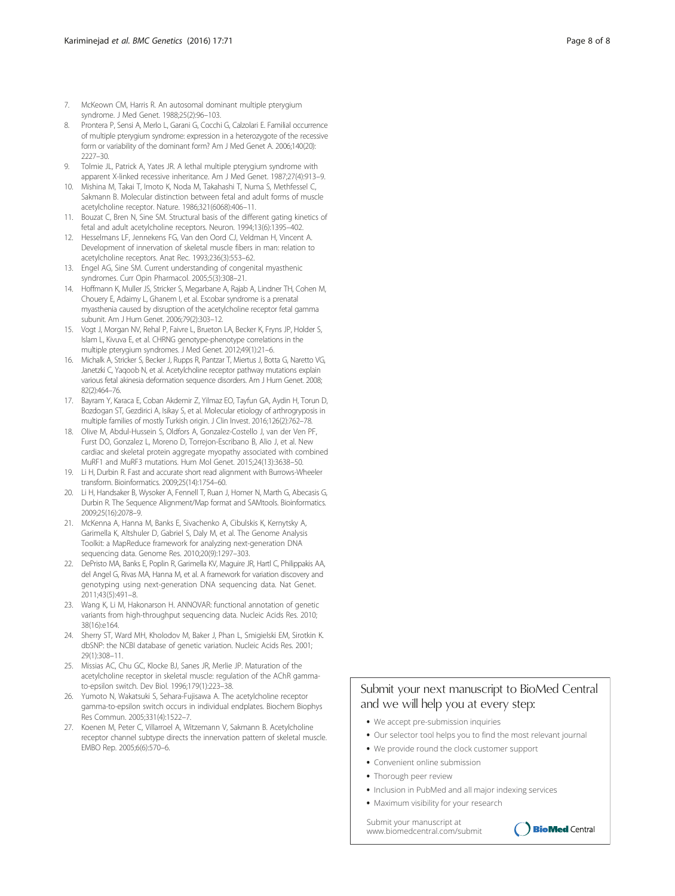7. McKeown CM, Harris R. An autosomal dominant multiple pterygium syndrome. J Med Genet. 1988;25(2):96–103.
8. Prontera P, Sensi A, Merlo L, Garani G, Cocchi G, Calzolari E. Familial occurrence of multiple pterygium syndrome: expression in a heterozygote of the recessive form or variability of the dominant form? Am J Med Genet A. 2006;140(20): 2227–30.
9. Tolmie JL, Patrick A, Yates JR. A lethal multiple pterygium syndrome with apparent X-linked recessive inheritance. Am J Med Genet. 1987;27(4):913–9.
10. Mishina M, Takai T, Imoto K, Noda M, Takahashi T, Numa S, Methfessel C, Sakmann B. Molecular distinction between fetal and adult forms of muscle acetylcholine receptor. Nature. 1986;321(6068):406–11.
11. Bouzat C, Bren N, Sine SM. Structural basis of the different gating kinetics of fetal and adult acetylcholine receptors. Neuron. 1994;13(6):1395–402.
12. Hesselmans LF, Jennekens FG, Van den Oord CJ, Veldman H, Vincent A. Development of innervation of skeletal muscle fibers in man: relation to acetylcholine receptors. Anat Rec. 1993;236(3):553–62.
13. Engel AG, Sine SM. Current understanding of congenital myasthenic syndromes. Curr Opin Pharmacol. 2005;5(3):308–21.
14. Hoffmann K, Muller JS, Stricker S, Megarbane A, Rajab A, Lindner TH, Cohen M, Chouery E, Adaimy L, Ghanem I, et al. Escobar syndrome is a prenatal myasthenia caused by disruption of the acetylcholine receptor fetal gamma subunit. Am J Hum Genet. 2006;79(2):303–12.
15. Vogt J, Morgan NV, Rehal P, Faivre L, Brueton LA, Becker K, Fryns JP, Holder S, Islam L, Kivuva E, et al. CHRNG genotype-phenotype correlations in the multiple pterygium syndromes. J Med Genet. 2012;49(1):21–6.
16. Michalk A, Stricker S, Becker J, Rupps R, Pantzar T, Miertus J, Botta G, Naretto VG, Janetzki C, Yaqoob N, et al. Acetylcholine receptor pathway mutations explain various fetal akinesia deformation sequence disorders. Am J Hum Genet. 2008; 82(2):464–76.
17. Bayram Y, Karaca E, Coban Akdemir Z, Yilmaz EO, Tayfun GA, Aydin H, Torun D, Bozdogan ST, Gezdirici A, Isikay S, et al. Molecular etiology of arthrogryposis in multiple families of mostly Turkish origin. J Clin Invest. 2016;126(2):762–78.
18. Olive M, Abdul-Hussein S, Oldfors A, Gonzalez-Costello J, van der Ven PF, Furst DO, Gonzalez L, Moreno D, Torrejon-Escribano B, Alio J, et al. New cardiac and skeletal protein aggregate myopathy associated with combined MuRF1 and MuRF3 mutations. Hum Mol Genet. 2015;24(13):3638–50.
19. Li H, Durbin R. Fast and accurate short read alignment with Burrows-Wheeler transform. Bioinformatics. 2009;25(14):1754–60.
20. Li H, Handsaker B, Wysoker A, Fennell T, Ruan J, Homer N, Marth G, Abecasis G, Durbin R. The Sequence Alignment/Map format and SAMtools. Bioinformatics. 2009;25(16):2078–9.
21. McKenna A, Hanna M, Banks E, Sivachenko A, Cibulskis K, Kernytsky A, Garimella K, Altshuler D, Gabriel S, Daly M, et al. The Genome Analysis Toolkit: a MapReduce framework for analyzing next-generation DNA sequencing data. Genome Res. 2010;20(9):1297–303.
22. DePristo MA, Banks E, Poplin R, Garimella KV, Maguire JR, Hartl C, Philippakis AA, del Angel G, Rivas MA, Hanna M, et al. A framework for variation discovery and genotyping using next-generation DNA sequencing data. Nat Genet. 2011;43(5):491–8.
23. Wang K, Li M, Hakonarson H. ANNOVAR: functional annotation of genetic variants from high-throughput sequencing data. Nucleic Acids Res. 2010; 38(16):e164.
24. Sherry ST, Ward MH, Kholodov M, Baker J, Phan L, Smigielski EM, Sirotkin K. dbSNP: the NCBI database of genetic variation. Nucleic Acids Res. 2001; 29(1):308–11.
25. Missias AC, Chu GC, Klocke BJ, Sanes JR, Merlie JP. Maturation of the acetylcholine receptor in skeletal muscle: regulation of the AChR gamma-to-epsilon switch. Dev Biol. 1996;179(1):223–38.
26. Yumoto N, Wakatsuki S, Sehara-Fujisawa A. The acetylcholine receptor gamma-to-epsilon switch occurs in individual endplates. Biochem Biophys Res Commun. 2005;331(4):1522–7.
27. Koenen M, Peter C, Villarroel A, Witzemann V, Sakmann B. Acetylcholine receptor channel subtype directs the innervation pattern of skeletal muscle. EMBO Rep. 2005;6(6):570–6.

Submit your next manuscript to BioMed Central and we will help you at every step:

- We accept pre-submission inquiries
- Our selector tool helps you to find the most relevant journal
- We provide round the clock customer support
- Convenient online submission
- Thorough peer review
- Inclusion in PubMed and all major indexing services
- Maximum visibility for your research

Submit your manuscript at
www.biomedcentral.com/submit

BioMed Central